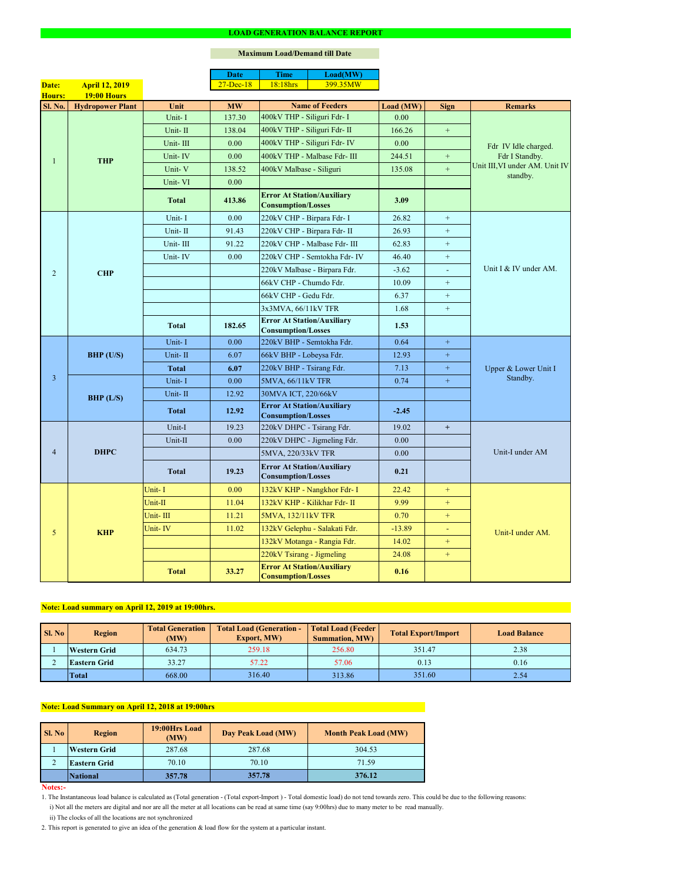# LOAD GENERATION BALANCE REPORT

**Maximum Load/Demand till Date**

| Date | Time | Load(MW) |
|---|---|---|
| 27-Dec-18 | 18:18hrs | 399.35MW |

**Date:** April 12, 2019
**Hours:** 19:00 Hours

| Sl. No. | Hydropower Plant | Unit | MW | Name of Feeders | Load (MW) | Sign | Remarks |
|---|---|---|---|---|---|---|---|
| 1 | THP | Unit- I | 137.30 | 400kV THP - Siliguri Fdr- I | 0.00 | | Fdr IV Idle charged. Fdr I Standby. Unit III,VI under AM. Unit IV standby. |
| | | Unit- II | 138.04 | 400kV THP - Siliguri Fdr- II | 166.26 | + | |
| | | Unit- III | 0.00 | 400kV THP - Siliguri Fdr- IV | 0.00 | | |
| | | Unit- IV | 0.00 | 400kV THP - Malbase Fdr- III | 244.51 | + | |
| | | Unit- V | 138.52 | 400kV Malbase - Siliguri | 135.08 | + | |
| | | Unit- VI | 0.00 | | | | |
| | | **Total** | **413.86** | **Error At Station/Auxiliary Consumption/Losses** | **3.09** | | |
| 2 | CHP | Unit- I | 0.00 | 220kV CHP - Birpara Fdr- I | 26.82 | + | Unit I & IV under AM. |
| | | Unit- II | 91.43 | 220kV CHP - Birpara Fdr- II | 26.93 | + | |
| | | Unit- III | 91.22 | 220kV CHP - Malbase Fdr- III | 62.83 | + | |
| | | Unit- IV | 0.00 | 220kV CHP - Semtokha Fdr- IV | 46.40 | + | |
| | | | | 220kV Malbase - Birpara Fdr. | -3.62 | - | |
| | | | | 66kV CHP - Chumdo Fdr. | 10.09 | + | |
| | | | | 66kV CHP - Gedu Fdr. | 6.37 | + | |
| | | | | 3x3MVA, 66/11kV TFR | 1.68 | + | |
| | | **Total** | **182.65** | **Error At Station/Auxiliary Consumption/Losses** | **1.53** | | |
| 3 | BHP (U/S) | Unit- I | 0.00 | 220kV BHP - Semtokha Fdr. | 0.64 | + | Upper & Lower Unit I Standby. |
| | | Unit- II | 6.07 | 66kV BHP - Lobeysa Fdr. | 12.93 | + | |
| | | **Total** | **6.07** | 220kV BHP - Tsirang Fdr. | 7.13 | + | |
| | BHP (L/S) | Unit- I | 0.00 | 5MVA, 66/11kV TFR | 0.74 | + | |
| | | Unit- II | 12.92 | 30MVA ICT, 220/66kV | | | |
| | | **Total** | **12.92** | **Error At Station/Auxiliary Consumption/Losses** | **-2.45** | | |
| 4 | DHPC | Unit-I | 19.23 | 220kV DHPC - Tsirang Fdr. | 19.02 | + | Unit-I under AM |
| | | Unit-II | 0.00 | 220kV DHPC - Jigmeling Fdr. | 0.00 | | |
| | | | | 5MVA, 220/33kV TFR | 0.00 | | |
| | | **Total** | **19.23** | **Error At Station/Auxiliary Consumption/Losses** | **0.21** | | |
| 5 | KHP | Unit- I | 0.00 | 132kV KHP - Nangkhor Fdr- I | 22.42 | + | Unit-I under AM. |
| | | Unit-II | 11.04 | 132kV KHP - Kilikhar Fdr- II | 9.99 | + | |
| | | Unit- III | 11.21 | 5MVA, 132/11kV TFR | 0.70 | + | |
| | | Unit- IV | 11.02 | 132kV Gelephu - Salakati Fdr. | -13.89 | - | |
| | | | | 132kV Motanga - Rangia Fdr. | 14.02 | + | |
| | | | | 220kV Tsirang - Jigmeling | 24.08 | + | |
| | | **Total** | **33.27** | **Error At Station/Auxiliary Consumption/Losses** | **0.16** | | |

**Note: Load summary on April 12, 2019 at 19:00hrs.**

| Sl. No | Region | Total Generation (MW) | Total Load (Generation - Export, MW) | Total Load (Feeder Summation, MW) | Total Export/Import | Load Balance |
|---|---|---|---|---|---|---|
| 1 | Western Grid | 634.73 | 259.18 | 256.80 | 351.47 | 2.38 |
| 2 | Eastern Grid | 33.27 | 57.22 | 57.06 | 0.13 | 0.16 |
| | Total | 668.00 | 316.40 | 313.86 | 351.60 | 2.54 |

**Note: Load Summary on April 12, 2018 at 19:00hrs**

| Sl. No | Region | 19:00Hrs Load (MW) | Day Peak Load (MW) | Month Peak Load (MW) |
|---|---|---|---|---|
| 1 | Western Grid | 287.68 | 287.68 | 304.53 |
| 2 | Eastern Grid | 70.10 | 70.10 | 71.59 |
| | **National** | **357.78** | **357.78** | **376.12** |

**Notes:-**

1. The Instantaneous load balance is calculated as (Total generation - (Total export-Import ) - Total domestic load) do not tend towards zero. This could be due to the following reasons:
   i) Not all the meters are digital and nor are all the meter at all locations can be read at same time (say 9:00hrs) due to many meter to be read manually.
   ii) The clocks of all the locations are not synchronized
2. This report is generated to give an idea of the generation & load flow for the system at a particular instant.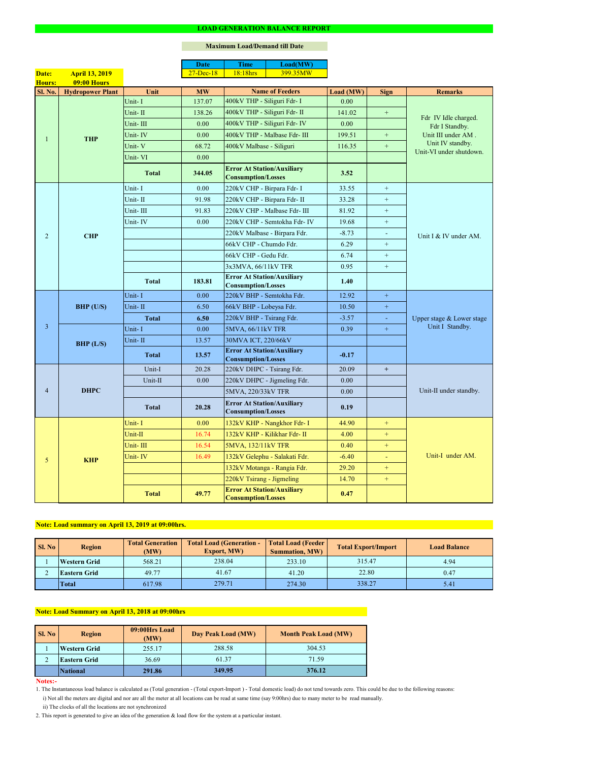# LOAD GENERATION BALANCE REPORT

**Maximum Load/Demand till Date**

| Date | Time | Load(MW) |
|---|---|---|
| 27-Dec-18 | 18:18hrs | 399.35MW |

**Date:** April 13, 2019
**Hours:** 09:00 Hours

| Sl. No. | Hydropower Plant | Unit | MW | Name of Feeders | Load (MW) | Sign | Remarks |
|---|---|---|---|---|---|---|---|
| 1 | THP | Unit- I | 137.07 | 400kV THP - Siliguri Fdr- I | 0.00 | | Fdr IV Idle charged. Fdr I Standby. Unit III under AM . Unit IV standby. Unit-VI under shutdown. |
| | | Unit- II | 138.26 | 400kV THP - Siliguri Fdr- II | 141.02 | + | |
| | | Unit- III | 0.00 | 400kV THP - Siliguri Fdr- IV | 0.00 | | |
| | | Unit- IV | 0.00 | 400kV THP - Malbase Fdr- III | 199.51 | + | |
| | | Unit- V | 68.72 | 400kV Malbase - Siliguri | 116.35 | + | |
| | | Unit- VI | 0.00 | | | | |
| | | **Total** | **344.05** | **Error At Station/Auxiliary Consumption/Losses** | **3.52** | | |
| 2 | CHP | Unit- I | 0.00 | 220kV CHP - Birpara Fdr- I | 33.55 | + | Unit I & IV under AM. |
| | | Unit- II | 91.98 | 220kV CHP - Birpara Fdr- II | 33.28 | + | |
| | | Unit- III | 91.83 | 220kV CHP - Malbase Fdr- III | 81.92 | + | |
| | | Unit- IV | 0.00 | 220kV CHP - Semtokha Fdr- IV | 19.68 | + | |
| | | | | 220kV Malbase - Birpara Fdr. | -8.73 | - | |
| | | | | 66kV CHP - Chumdo Fdr. | 6.29 | + | |
| | | | | 66kV CHP - Gedu Fdr. | 6.74 | + | |
| | | | | 3x3MVA, 66/11kV TFR | 0.95 | + | |
| | | **Total** | **183.81** | **Error At Station/Auxiliary Consumption/Losses** | **1.40** | | |
| 3 | BHP (U/S) | Unit- I | 0.00 | 220kV BHP - Semtokha Fdr. | 12.92 | + | Upper stage & Lower stage Unit I Standby. |
| | | Unit- II | 6.50 | 66kV BHP - Lobeysa Fdr. | 10.50 | + | |
| | | **Total** | **6.50** | 220kV BHP - Tsirang Fdr. | -3.57 | - | |
| | BHP (L/S) | Unit- I | 0.00 | 5MVA, 66/11kV TFR | 0.39 | + | |
| | | Unit- II | 13.57 | 30MVA ICT, 220/66kV | | | |
| | | **Total** | **13.57** | **Error At Station/Auxiliary Consumption/Losses** | **-0.17** | | |
| 4 | DHPC | Unit-I | 20.28 | 220kV DHPC - Tsirang Fdr. | 20.09 | + | Unit-II under standby. |
| | | Unit-II | 0.00 | 220kV DHPC - Jigmeling Fdr. | 0.00 | | |
| | | | | 5MVA, 220/33kV TFR | 0.00 | | |
| | | **Total** | **20.28** | **Error At Station/Auxiliary Consumption/Losses** | **0.19** | | |
| 5 | KHP | Unit- I | 0.00 | 132kV KHP - Nangkhor Fdr- I | 44.90 | + | Unit-I under AM. |
| | | Unit-II | 16.74 | 132kV KHP - Kilikhar Fdr- II | 4.00 | + | |
| | | Unit- III | 16.54 | 5MVA, 132/11kV TFR | 0.40 | + | |
| | | Unit- IV | 16.49 | 132kV Gelephu - Salakati Fdr. | -6.40 | - | |
| | | | | 132kV Motanga - Rangia Fdr. | 29.20 | + | |
| | | | | 220kV Tsirang - Jigmeling | 14.70 | + | |
| | | **Total** | **49.77** | **Error At Station/Auxiliary Consumption/Losses** | **0.47** | | |

**Note: Load summary on April 13, 2019 at 09:00hrs.**

| Sl. No | Region | Total Generation (MW) | Total Load (Generation - Export, MW) | Total Load (Feeder Summation, MW) | Total Export/Import | Load Balance |
|---|---|---|---|---|---|---|
| 1 | Western Grid | 568.21 | 238.04 | 233.10 | 315.47 | 4.94 |
| 2 | Eastern Grid | 49.77 | 41.67 | 41.20 | 22.80 | 0.47 |
| | Total | 617.98 | 279.71 | 274.30 | 338.27 | 5.41 |

**Note: Load Summary on April 13, 2018 at 09:00hrs**

| Sl. No | Region | 09:00Hrs Load (MW) | Day Peak Load (MW) | Month Peak Load (MW) |
|---|---|---|---|---|
| 1 | Western Grid | 255.17 | 288.58 | 304.53 |
| 2 | Eastern Grid | 36.69 | 61.37 | 71.59 |
| | **National** | **291.86** | **349.95** | **376.12** |

**Notes:-**

1. The Instantaneous load balance is calculated as (Total generation - (Total export-Import ) - Total domestic load) do not tend towards zero. This could be due to the following reasons:
   i) Not all the meters are digital and nor are all the meter at all locations can be read at same time (say 9:00hrs) due to many meter to be read manually.
   ii) The clocks of all the locations are not synchronized
2. This report is generated to give an idea of the generation & load flow for the system at a particular instant.